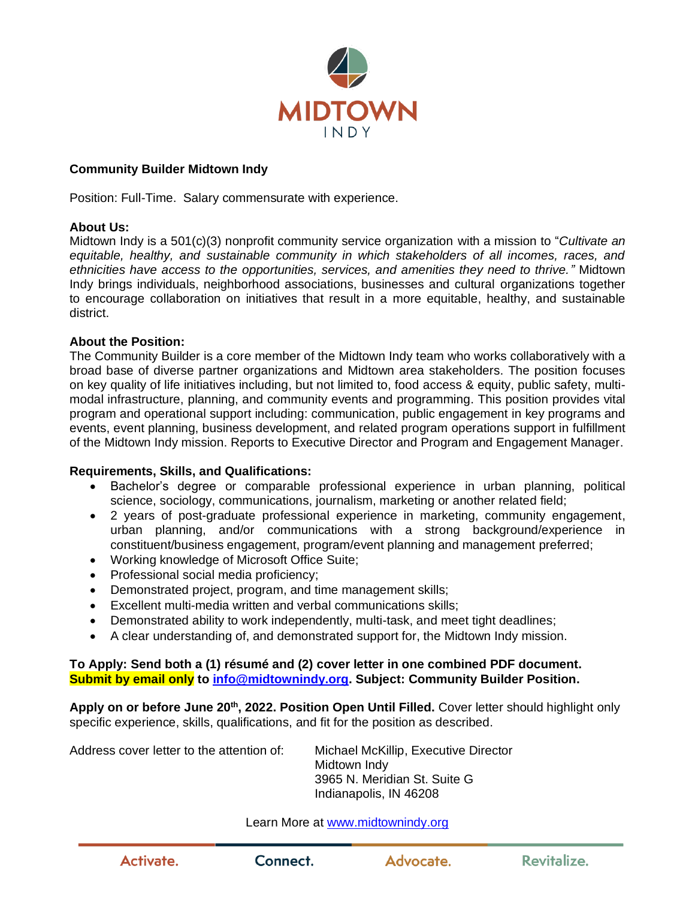# MIDTOWN INDY

**Community Builder Midtown Indy**

Position: Full-Time. Salary commensurate with experience.

**About Us:**
Midtown Indy is a 501(c)(3) nonprofit community service organization with a mission to "*Cultivate an equitable, healthy, and sustainable community in which stakeholders of all incomes, races, and ethnicities have access to the opportunities, services, and amenities they need to thrive."* Midtown Indy brings individuals, neighborhood associations, businesses and cultural organizations together to encourage collaboration on initiatives that result in a more equitable, healthy, and sustainable district.

**About the Position:**
The Community Builder is a core member of the Midtown Indy team who works collaboratively with a broad base of diverse partner organizations and Midtown area stakeholders. The position focuses on key quality of life initiatives including, but not limited to, food access & equity, public safety, multi-modal infrastructure, planning, and community events and programming. This position provides vital program and operational support including: communication, public engagement in key programs and events, event planning, business development, and related program operations support in fulfillment of the Midtown Indy mission. Reports to Executive Director and Program and Engagement Manager.

**Requirements, Skills, and Qualifications:**

- Bachelor's degree or comparable professional experience in urban planning, political science, sociology, communications, journalism, marketing or another related field;
- 2 years of post-graduate professional experience in marketing, community engagement, urban planning, and/or communications with a strong background/experience in constituent/business engagement, program/event planning and management preferred;
- Working knowledge of Microsoft Office Suite;
- Professional social media proficiency;
- Demonstrated project, program, and time management skills;
- Excellent multi-media written and verbal communications skills;
- Demonstrated ability to work independently, multi-task, and meet tight deadlines;
- A clear understanding of, and demonstrated support for, the Midtown Indy mission.

**To Apply: Send both a (1) résumé and (2) cover letter in one combined PDF document. Submit by email only to info@midtownindy.org. Subject: Community Builder Position.**

**Apply on or before June 20th, 2022. Position Open Until Filled.** Cover letter should highlight only specific experience, skills, qualifications, and fit for the position as described.

Address cover letter to the attention of:

Michael McKillip, Executive Director
Midtown Indy
3965 N. Meridian St. Suite G
Indianapolis, IN 46208

Learn More at www.midtownindy.org

Activate. Connect. Advocate. Revitalize.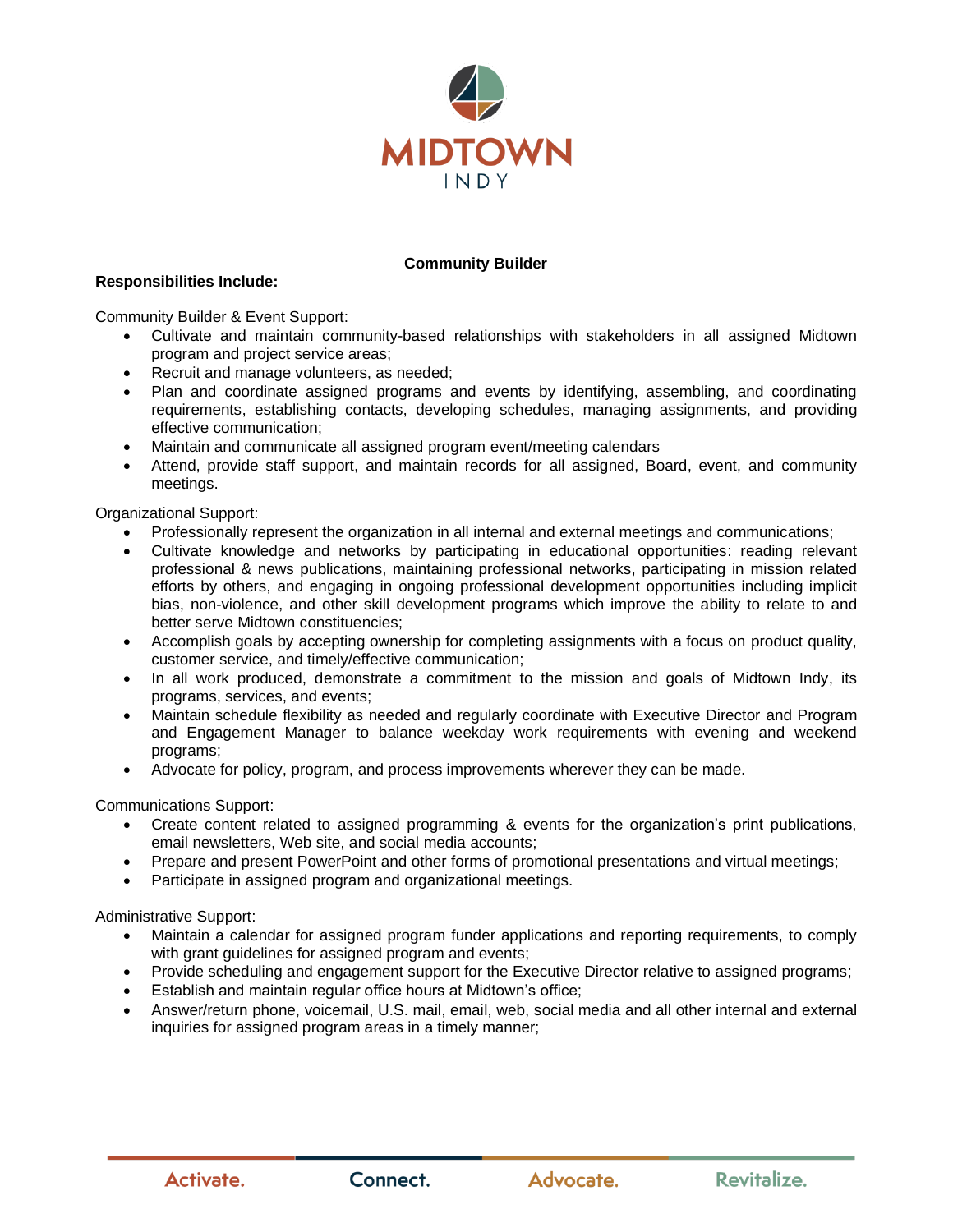# Community Builder

**Responsibilities Include:**

Community Builder & Event Support:

- Cultivate and maintain community-based relationships with stakeholders in all assigned Midtown program and project service areas;
- Recruit and manage volunteers, as needed;
- Plan and coordinate assigned programs and events by identifying, assembling, and coordinating requirements, establishing contacts, developing schedules, managing assignments, and providing effective communication;
- Maintain and communicate all assigned program event/meeting calendars
- Attend, provide staff support, and maintain records for all assigned, Board, event, and community meetings.

Organizational Support:

- Professionally represent the organization in all internal and external meetings and communications;
- Cultivate knowledge and networks by participating in educational opportunities: reading relevant professional & news publications, maintaining professional networks, participating in mission related efforts by others, and engaging in ongoing professional development opportunities including implicit bias, non-violence, and other skill development programs which improve the ability to relate to and better serve Midtown constituencies;
- Accomplish goals by accepting ownership for completing assignments with a focus on product quality, customer service, and timely/effective communication;
- In all work produced, demonstrate a commitment to the mission and goals of Midtown Indy, its programs, services, and events;
- Maintain schedule flexibility as needed and regularly coordinate with Executive Director and Program and Engagement Manager to balance weekday work requirements with evening and weekend programs;
- Advocate for policy, program, and process improvements wherever they can be made.

Communications Support:

- Create content related to assigned programming & events for the organization's print publications, email newsletters, Web site, and social media accounts;
- Prepare and present PowerPoint and other forms of promotional presentations and virtual meetings;
- Participate in assigned program and organizational meetings.

Administrative Support:

- Maintain a calendar for assigned program funder applications and reporting requirements, to comply with grant guidelines for assigned program and events;
- Provide scheduling and engagement support for the Executive Director relative to assigned programs;
- Establish and maintain regular office hours at Midtown's office;
- Answer/return phone, voicemail, U.S. mail, email, web, social media and all other internal and external inquiries for assigned program areas in a timely manner;